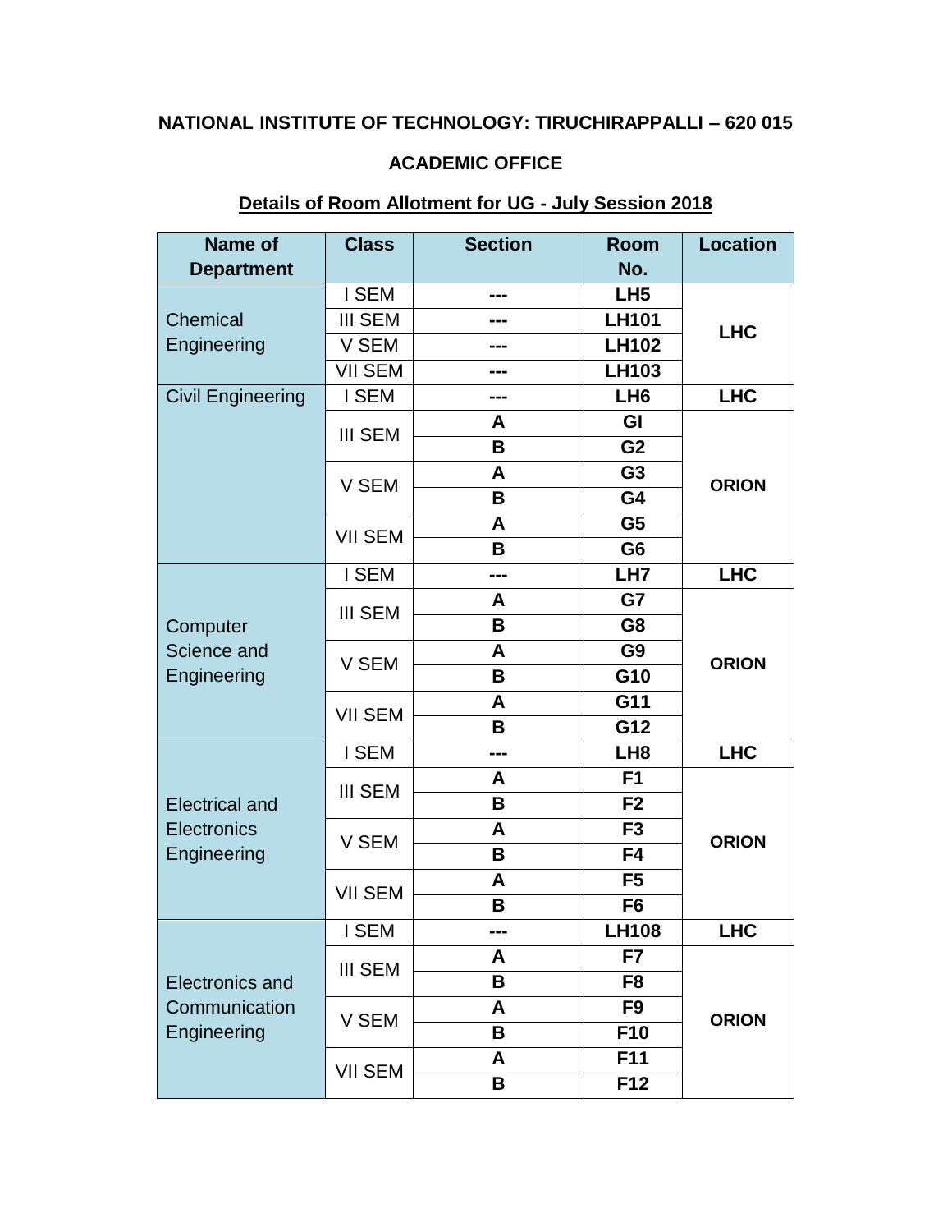**NATIONAL INSTITUTE OF TECHNOLOGY: TIRUCHIRAPPALLI – 620 015**

**ACADEMIC OFFICE**

**Details of Room Allotment for UG - July Session 2018**

| Name of Department | Class | Section | Room No. | Location |
|---|---|---|---|---|
| Chemical Engineering | I SEM | --- | LH5 | LHC |
| | III SEM | --- | LH101 | |
| | V SEM | --- | LH102 | |
| | VII SEM | --- | LH103 | |
| Civil Engineering | I SEM | --- | LH6 | LHC |
| | III SEM | A | GI | ORION |
| | | B | G2 | |
| | V SEM | A | G3 | |
| | | B | G4 | |
| | VII SEM | A | G5 | |
| | | B | G6 | |
| Computer Science and Engineering | I SEM | --- | LH7 | LHC |
| | III SEM | A | G7 | ORION |
| | | B | G8 | |
| | V SEM | A | G9 | |
| | | B | G10 | |
| | VII SEM | A | G11 | |
| | | B | G12 | |
| Electrical and Electronics Engineering | I SEM | --- | LH8 | LHC |
| | III SEM | A | F1 | ORION |
| | | B | F2 | |
| | V SEM | A | F3 | |
| | | B | F4 | |
| | VII SEM | A | F5 | |
| | | B | F6 | |
| Electronics and Communication Engineering | I SEM | --- | LH108 | LHC |
| | III SEM | A | F7 | ORION |
| | | B | F8 | |
| | V SEM | A | F9 | |
| | | B | F10 | |
| | VII SEM | A | F11 | |
| | | B | F12 | |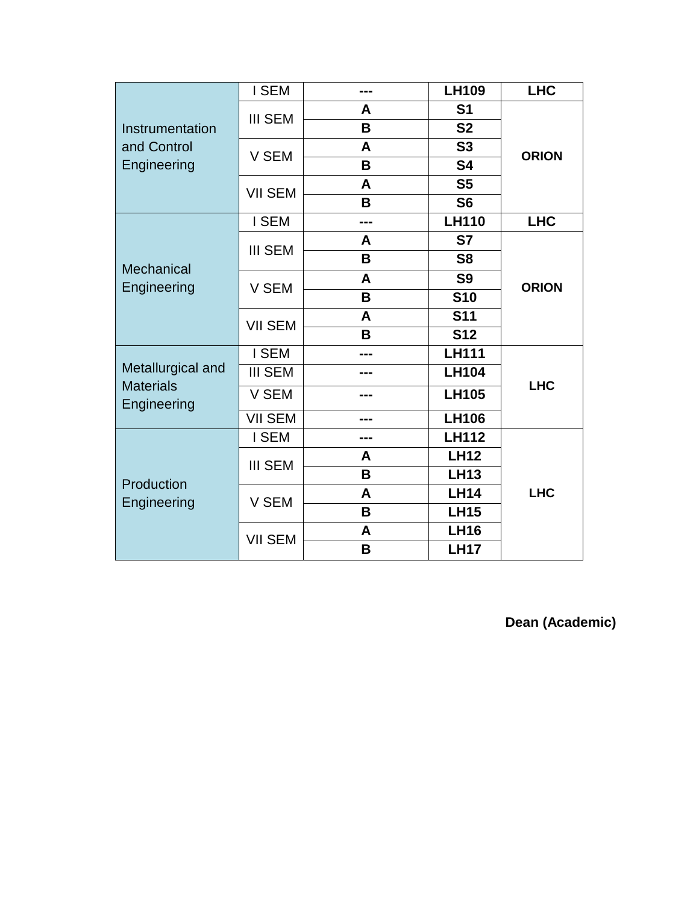| | | | | |
|---|---|---|---|---|
| Instrumentation and Control Engineering | I SEM | --- | **LH109** | **LHC** |
| | III SEM | **A** | **S1** | **ORION** |
| | | **B** | **S2** | |
| | V SEM | **A** | **S3** | |
| | | **B** | **S4** | |
| | VII SEM | **A** | **S5** | |
| | | **B** | **S6** | |
| Mechanical Engineering | I SEM | --- | **LH110** | **LHC** |
| | III SEM | **A** | **S7** | **ORION** |
| | | **B** | **S8** | |
| | V SEM | **A** | **S9** | |
| | | **B** | **S10** | |
| | VII SEM | **A** | **S11** | |
| | | **B** | **S12** | |
| Metallurgical and Materials Engineering | I SEM | --- | **LH111** | **LHC** |
| | III SEM | --- | **LH104** | |
| | V SEM | --- | **LH105** | |
| | VII SEM | --- | **LH106** | |
| Production Engineering | I SEM | --- | **LH112** | **LHC** |
| | III SEM | **A** | **LH12** | |
| | | **B** | **LH13** | |
| | V SEM | **A** | **LH14** | |
| | | **B** | **LH15** | |
| | VII SEM | **A** | **LH16** | |
| | | **B** | **LH17** | |

**Dean (Academic)**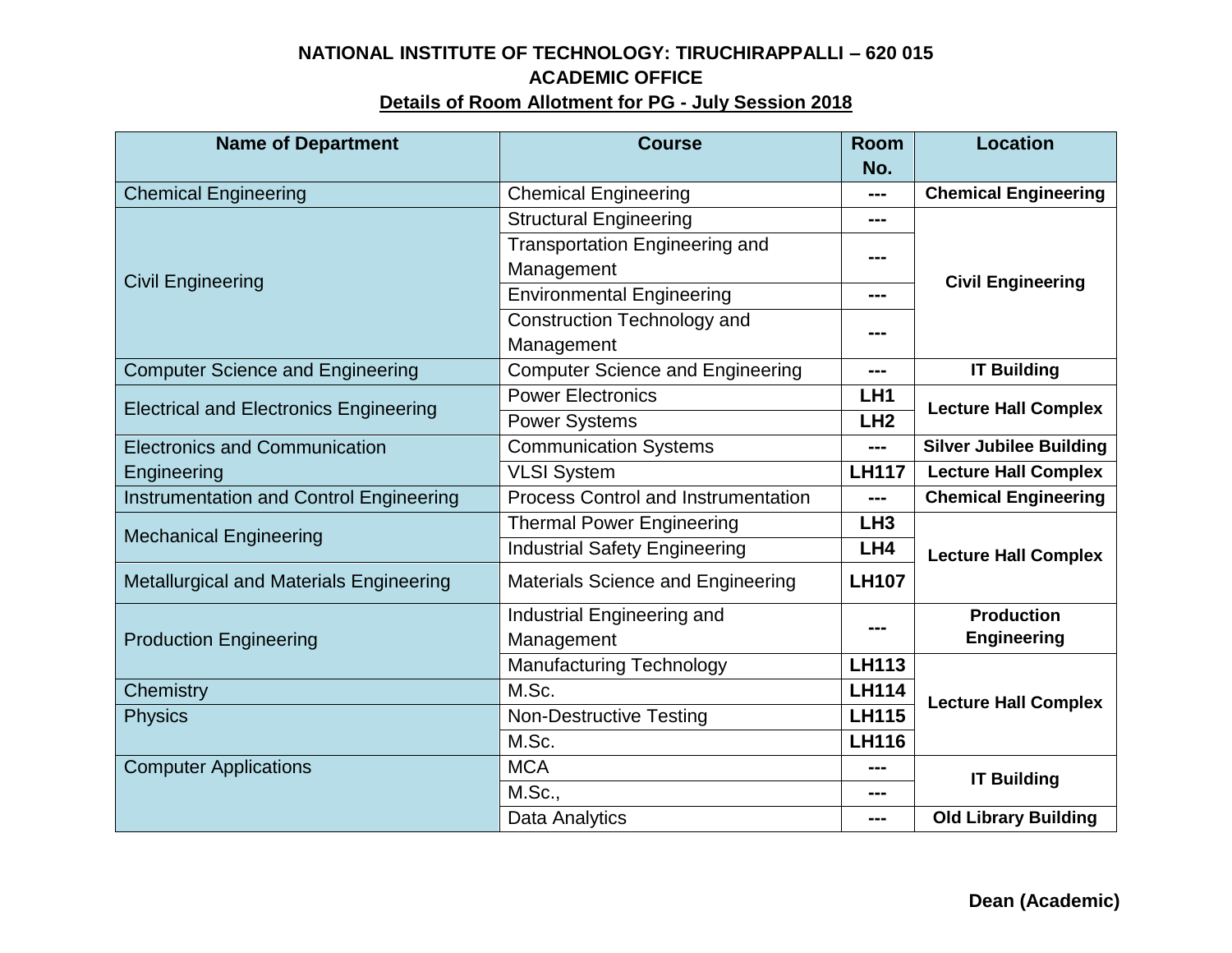**NATIONAL INSTITUTE OF TECHNOLOGY: TIRUCHIRAPPALLI – 620 015**

**ACADEMIC OFFICE**

**Details of Room Allotment for PG - July Session 2018**

| Name of Department | Course | Room No. | Location |
|---|---|---|---|
| Chemical Engineering | Chemical Engineering | --- | **Chemical Engineering** |
| Civil Engineering | Structural Engineering | --- | **Civil Engineering** |
| | Transportation Engineering and Management | --- | |
| | Environmental Engineering | --- | |
| | Construction Technology and Management | --- | |
| Computer Science and Engineering | Computer Science and Engineering | --- | **IT Building** |
| Electrical and Electronics Engineering | Power Electronics | **LH1** | **Lecture Hall Complex** |
| | Power Systems | **LH2** | |
| Electronics and Communication Engineering | Communication Systems | --- | **Silver Jubilee Building** |
| | VLSI System | **LH117** | **Lecture Hall Complex** |
| Instrumentation and Control Engineering | Process Control and Instrumentation | --- | **Chemical Engineering** |
| Mechanical Engineering | Thermal Power Engineering | **LH3** | **Lecture Hall Complex** |
| | Industrial Safety Engineering | **LH4** | |
| Metallurgical and Materials Engineering | Materials Science and Engineering | **LH107** | |
| Production Engineering | Industrial Engineering and Management | --- | **Production Engineering** |
| | Manufacturing Technology | **LH113** | **Lecture Hall Complex** |
| Chemistry | M.Sc. | **LH114** | |
| Physics | Non-Destructive Testing | **LH115** | |
| | M.Sc. | **LH116** | |
| Computer Applications | MCA | --- | **IT Building** |
| | M.Sc., | --- | |
| | Data Analytics | --- | **Old Library Building** |

**Dean (Academic)**